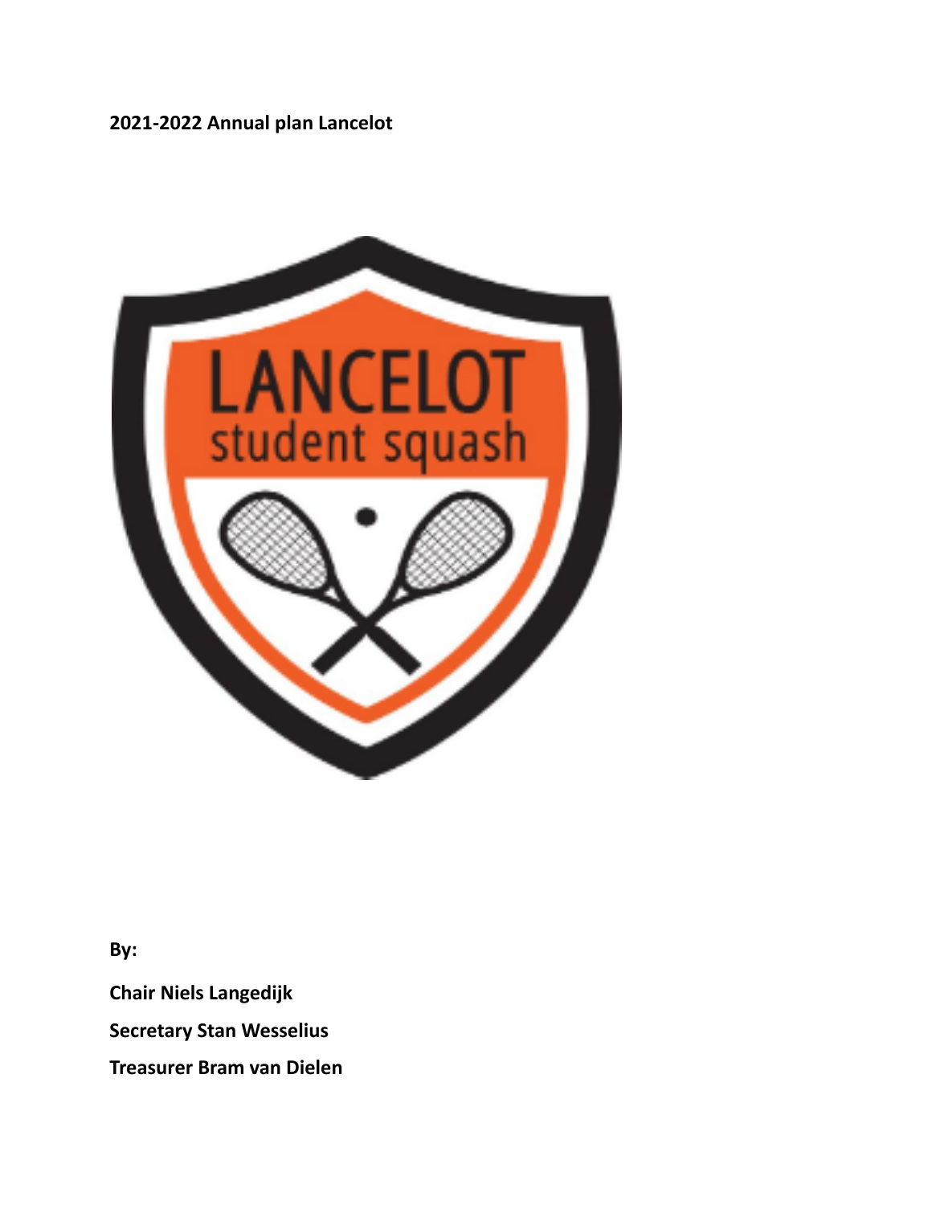**2021-2022 Annual plan Lancelot**

**By:**

**Chair Niels Langedijk**

**Secretary Stan Wesselius**

**Treasurer Bram van Dielen**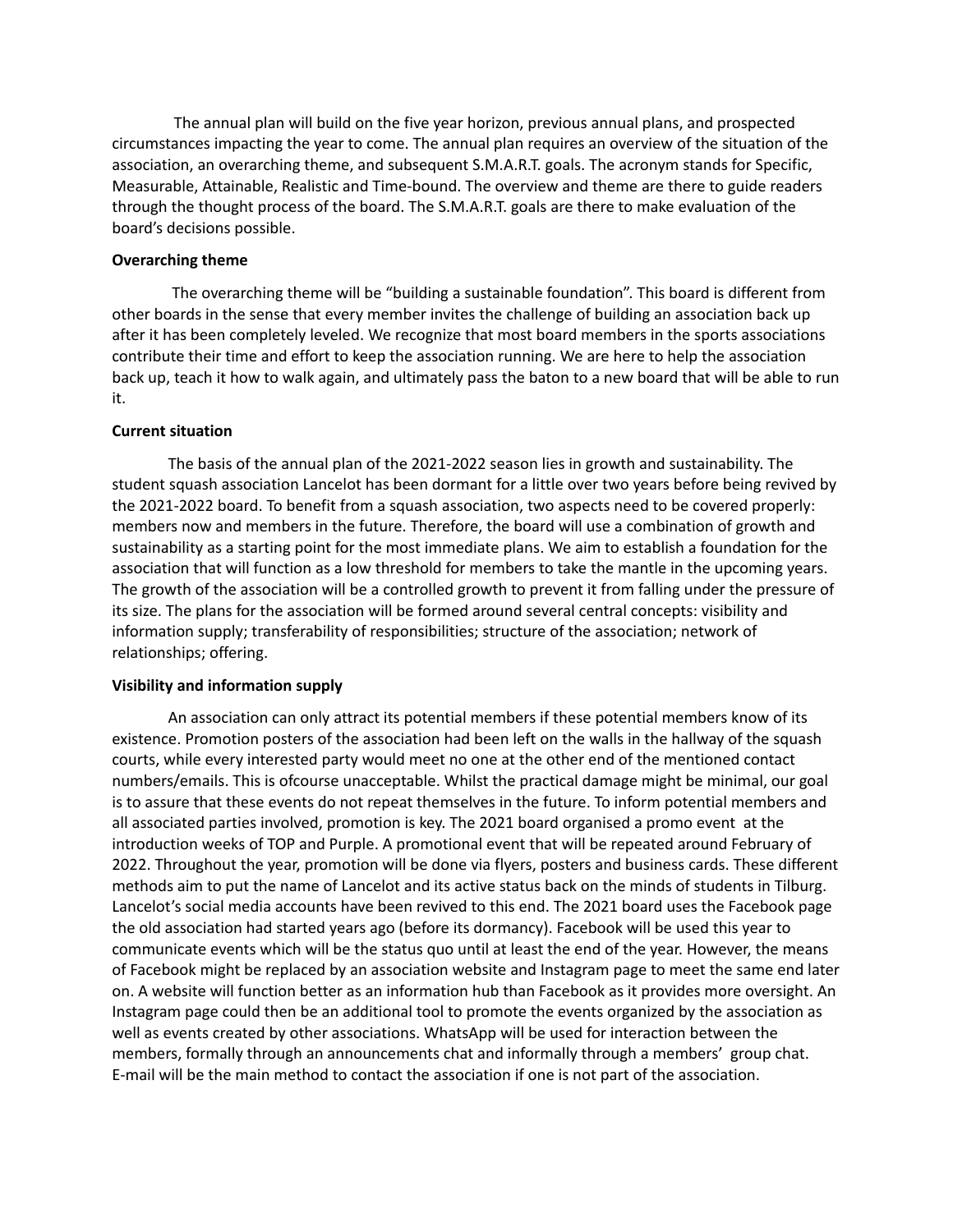The annual plan will build on the five year horizon, previous annual plans, and prospected circumstances impacting the year to come. The annual plan requires an overview of the situation of the association, an overarching theme, and subsequent S.M.A.R.T. goals. The acronym stands for Specific, Measurable, Attainable, Realistic and Time-bound. The overview and theme are there to guide readers through the thought process of the board. The S.M.A.R.T. goals are there to make evaluation of the board's decisions possible.

**Overarching theme**

The overarching theme will be "building a sustainable foundation". This board is different from other boards in the sense that every member invites the challenge of building an association back up after it has been completely leveled. We recognize that most board members in the sports associations contribute their time and effort to keep the association running. We are here to help the association back up, teach it how to walk again, and ultimately pass the baton to a new board that will be able to run it.

**Current situation**

The basis of the annual plan of the 2021-2022 season lies in growth and sustainability. The student squash association Lancelot has been dormant for a little over two years before being revived by the 2021-2022 board. To benefit from a squash association, two aspects need to be covered properly: members now and members in the future. Therefore, the board will use a combination of growth and sustainability as a starting point for the most immediate plans. We aim to establish a foundation for the association that will function as a low threshold for members to take the mantle in the upcoming years. The growth of the association will be a controlled growth to prevent it from falling under the pressure of its size. The plans for the association will be formed around several central concepts: visibility and information supply; transferability of responsibilities; structure of the association; network of relationships; offering.

**Visibility and information supply**

An association can only attract its potential members if these potential members know of its existence. Promotion posters of the association had been left on the walls in the hallway of the squash courts, while every interested party would meet no one at the other end of the mentioned contact numbers/emails. This is ofcourse unacceptable. Whilst the practical damage might be minimal, our goal is to assure that these events do not repeat themselves in the future. To inform potential members and all associated parties involved, promotion is key. The 2021 board organised a promo event at the introduction weeks of TOP and Purple. A promotional event that will be repeated around February of 2022. Throughout the year, promotion will be done via flyers, posters and business cards. These different methods aim to put the name of Lancelot and its active status back on the minds of students in Tilburg. Lancelot's social media accounts have been revived to this end. The 2021 board uses the Facebook page the old association had started years ago (before its dormancy). Facebook will be used this year to communicate events which will be the status quo until at least the end of the year. However, the means of Facebook might be replaced by an association website and Instagram page to meet the same end later on. A website will function better as an information hub than Facebook as it provides more oversight. An Instagram page could then be an additional tool to promote the events organized by the association as well as events created by other associations. WhatsApp will be used for interaction between the members, formally through an announcements chat and informally through a members' group chat. E-mail will be the main method to contact the association if one is not part of the association.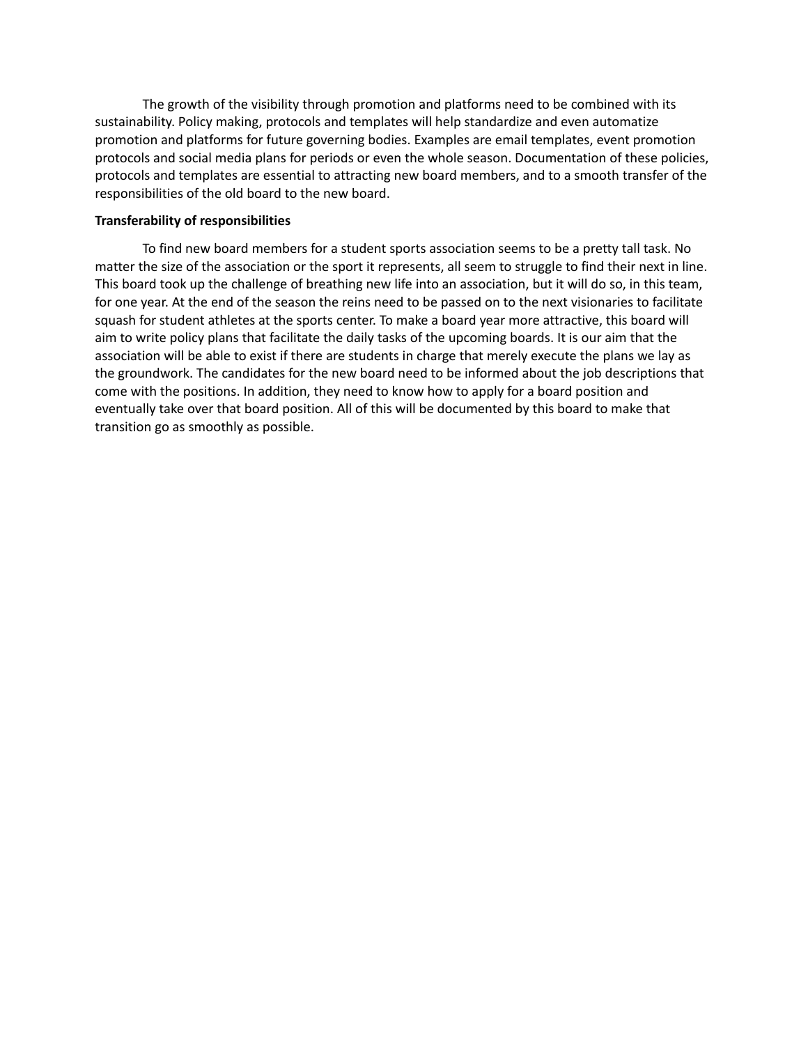The growth of the visibility through promotion and platforms need to be combined with its sustainability. Policy making, protocols and templates will help standardize and even automatize promotion and platforms for future governing bodies. Examples are email templates, event promotion protocols and social media plans for periods or even the whole season. Documentation of these policies, protocols and templates are essential to attracting new board members, and to a smooth transfer of the responsibilities of the old board to the new board.

**Transferability of responsibilities**

To find new board members for a student sports association seems to be a pretty tall task. No matter the size of the association or the sport it represents, all seem to struggle to find their next in line. This board took up the challenge of breathing new life into an association, but it will do so, in this team, for one year. At the end of the season the reins need to be passed on to the next visionaries to facilitate squash for student athletes at the sports center. To make a board year more attractive, this board will aim to write policy plans that facilitate the daily tasks of the upcoming boards. It is our aim that the association will be able to exist if there are students in charge that merely execute the plans we lay as the groundwork. The candidates for the new board need to be informed about the job descriptions that come with the positions. In addition, they need to know how to apply for a board position and eventually take over that board position. All of this will be documented by this board to make that transition go as smoothly as possible.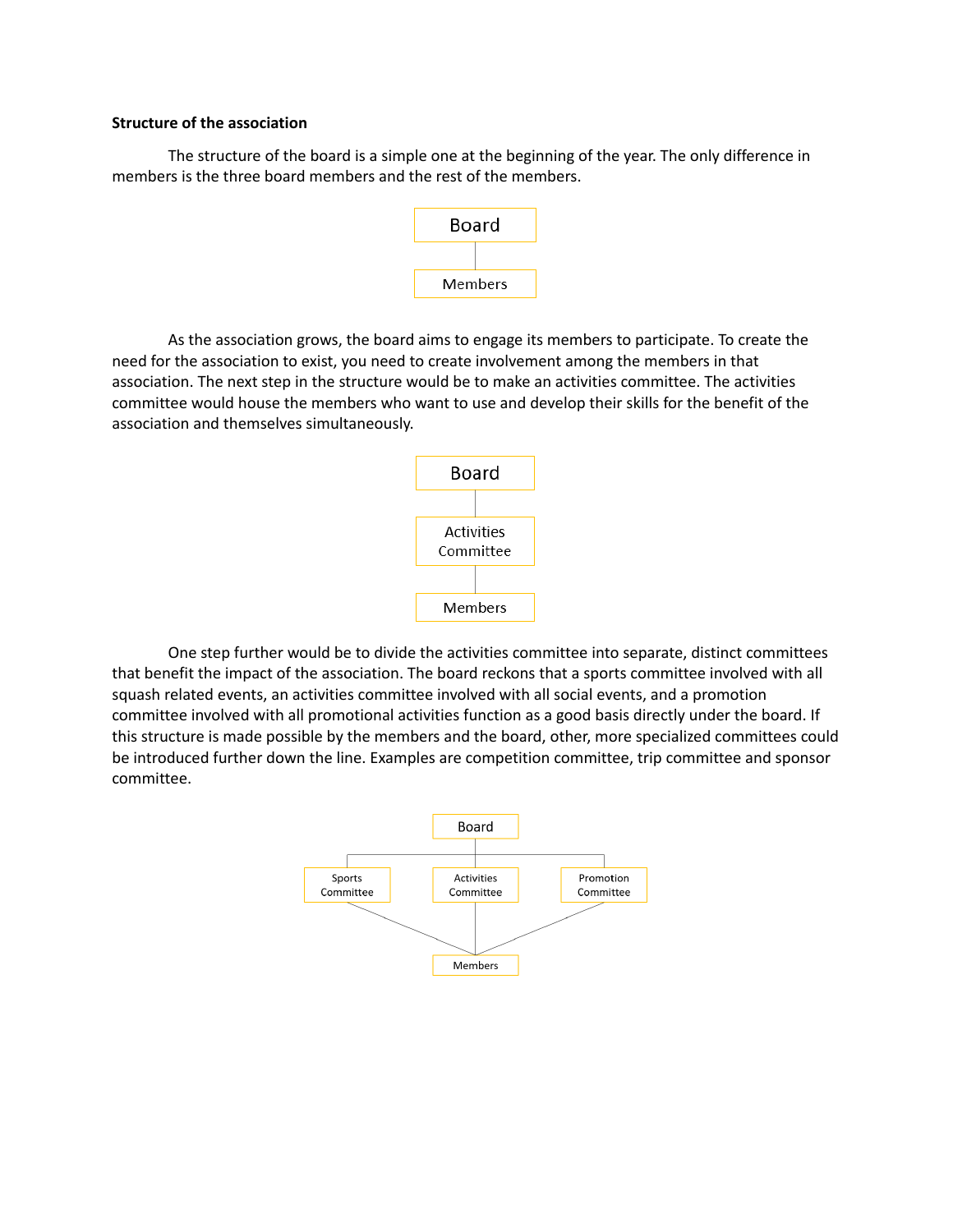**Structure of the association**

The structure of the board is a simple one at the beginning of the year. The only difference in members is the three board members and the rest of the members.

Board

Members

As the association grows, the board aims to engage its members to participate. To create the need for the association to exist, you need to create involvement among the members in that association. The next step in the structure would be to make an activities committee. The activities committee would house the members who want to use and develop their skills for the benefit of the association and themselves simultaneously.

Board

Activities Committee

Members

One step further would be to divide the activities committee into separate, distinct committees that benefit the impact of the association. The board reckons that a sports committee involved with all squash related events, an activities committee involved with all social events, and a promotion committee involved with all promotional activities function as a good basis directly under the board. If this structure is made possible by the members and the board, other, more specialized committees could be introduced further down the line. Examples are competition committee, trip committee and sponsor committee.

Board

Sports Committee | Activities Committee | Promotion Committee

Members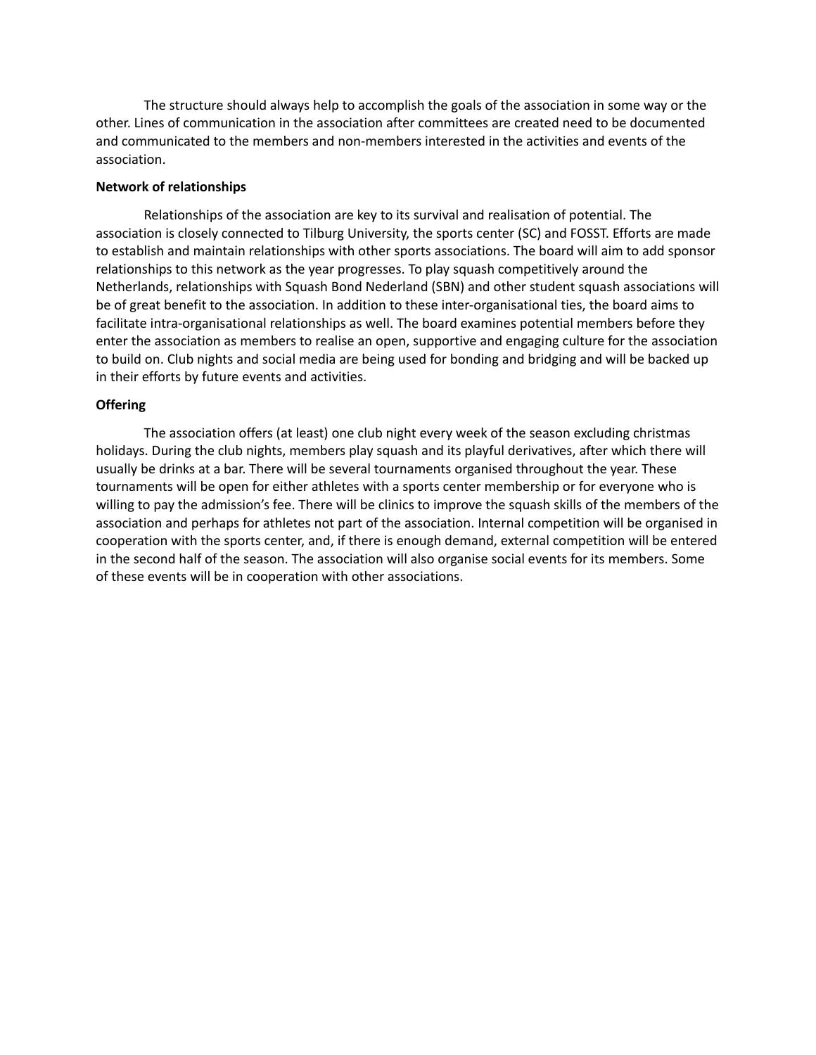The structure should always help to accomplish the goals of the association in some way or the other. Lines of communication in the association after committees are created need to be documented and communicated to the members and non-members interested in the activities and events of the association.

**Network of relationships**

Relationships of the association are key to its survival and realisation of potential. The association is closely connected to Tilburg University, the sports center (SC) and FOSST. Efforts are made to establish and maintain relationships with other sports associations. The board will aim to add sponsor relationships to this network as the year progresses. To play squash competitively around the Netherlands, relationships with Squash Bond Nederland (SBN) and other student squash associations will be of great benefit to the association. In addition to these inter-organisational ties, the board aims to facilitate intra-organisational relationships as well. The board examines potential members before they enter the association as members to realise an open, supportive and engaging culture for the association to build on. Club nights and social media are being used for bonding and bridging and will be backed up in their efforts by future events and activities.

**Offering**

The association offers (at least) one club night every week of the season excluding christmas holidays. During the club nights, members play squash and its playful derivatives, after which there will usually be drinks at a bar. There will be several tournaments organised throughout the year. These tournaments will be open for either athletes with a sports center membership or for everyone who is willing to pay the admission's fee. There will be clinics to improve the squash skills of the members of the association and perhaps for athletes not part of the association. Internal competition will be organised in cooperation with the sports center, and, if there is enough demand, external competition will be entered in the second half of the season. The association will also organise social events for its members. Some of these events will be in cooperation with other associations.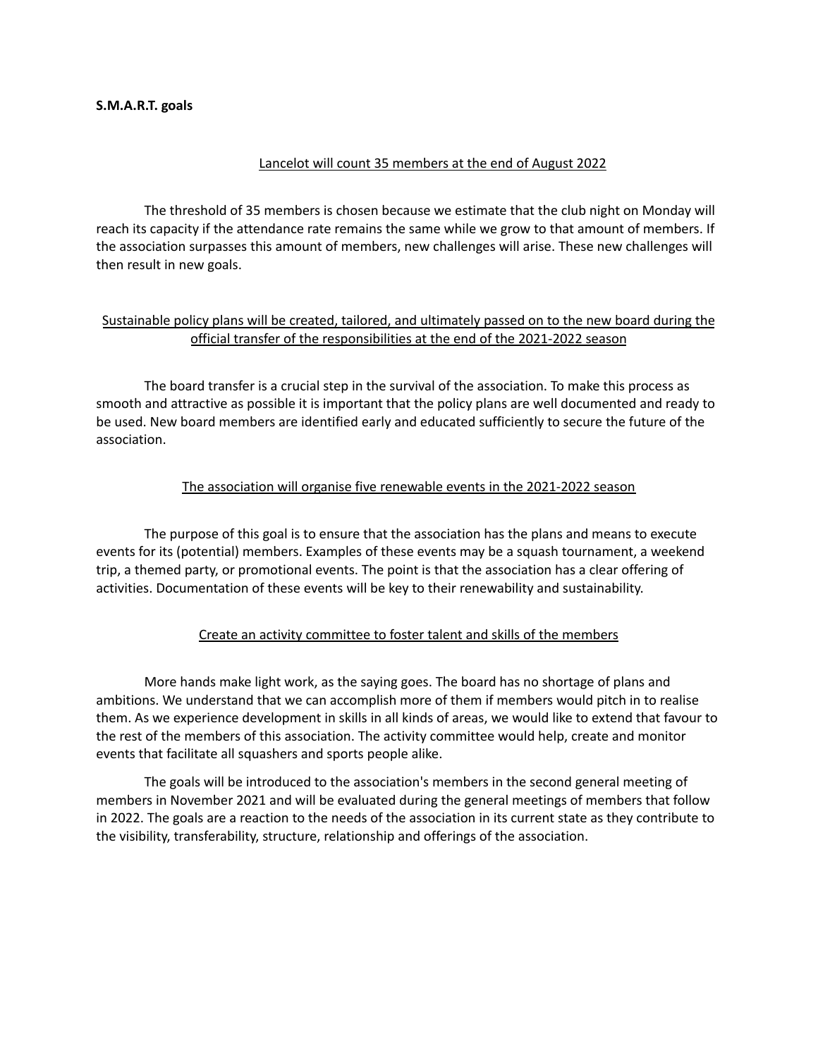**S.M.A.R.T. goals**

<u>Lancelot will count 35 members at the end of August 2022</u>

The threshold of 35 members is chosen because we estimate that the club night on Monday will reach its capacity if the attendance rate remains the same while we grow to that amount of members. If the association surpasses this amount of members, new challenges will arise. These new challenges will then result in new goals.

<u>Sustainable policy plans will be created, tailored, and ultimately passed on to the new board during the official transfer of the responsibilities at the end of the 2021-2022 season</u>

The board transfer is a crucial step in the survival of the association. To make this process as smooth and attractive as possible it is important that the policy plans are well documented and ready to be used. New board members are identified early and educated sufficiently to secure the future of the association.

<u>The association will organise five renewable events in the 2021-2022 season</u>

The purpose of this goal is to ensure that the association has the plans and means to execute events for its (potential) members. Examples of these events may be a squash tournament, a weekend trip, a themed party, or promotional events. The point is that the association has a clear offering of activities. Documentation of these events will be key to their renewability and sustainability.

<u>Create an activity committee to foster talent and skills of the members</u>

More hands make light work, as the saying goes. The board has no shortage of plans and ambitions. We understand that we can accomplish more of them if members would pitch in to realise them. As we experience development in skills in all kinds of areas, we would like to extend that favour to the rest of the members of this association. The activity committee would help, create and monitor events that facilitate all squashers and sports people alike.

The goals will be introduced to the association's members in the second general meeting of members in November 2021 and will be evaluated during the general meetings of members that follow in 2022. The goals are a reaction to the needs of the association in its current state as they contribute to the visibility, transferability, structure, relationship and offerings of the association.